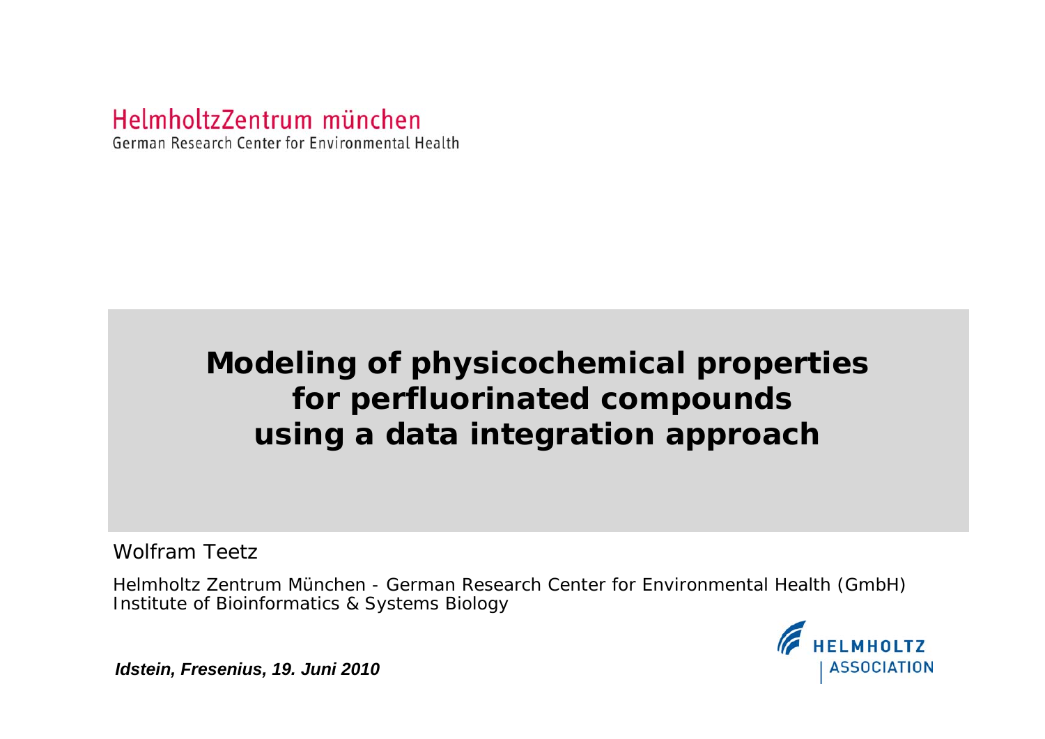HelmholtzZentrum münchen

German Research Center for Environmental Health

# Modeling of physicochemical properties for perfluorinated compounds using a data integration approach

Wolfram Teetz

Helmholtz Zentrum München - German Research Center for Environmental Health (GmbH)
Institute of Bioinformatics & Systems Biology

***Idstein, Fresenius, 19. Juni 2010***

HELMHOLTZ ASSOCIATION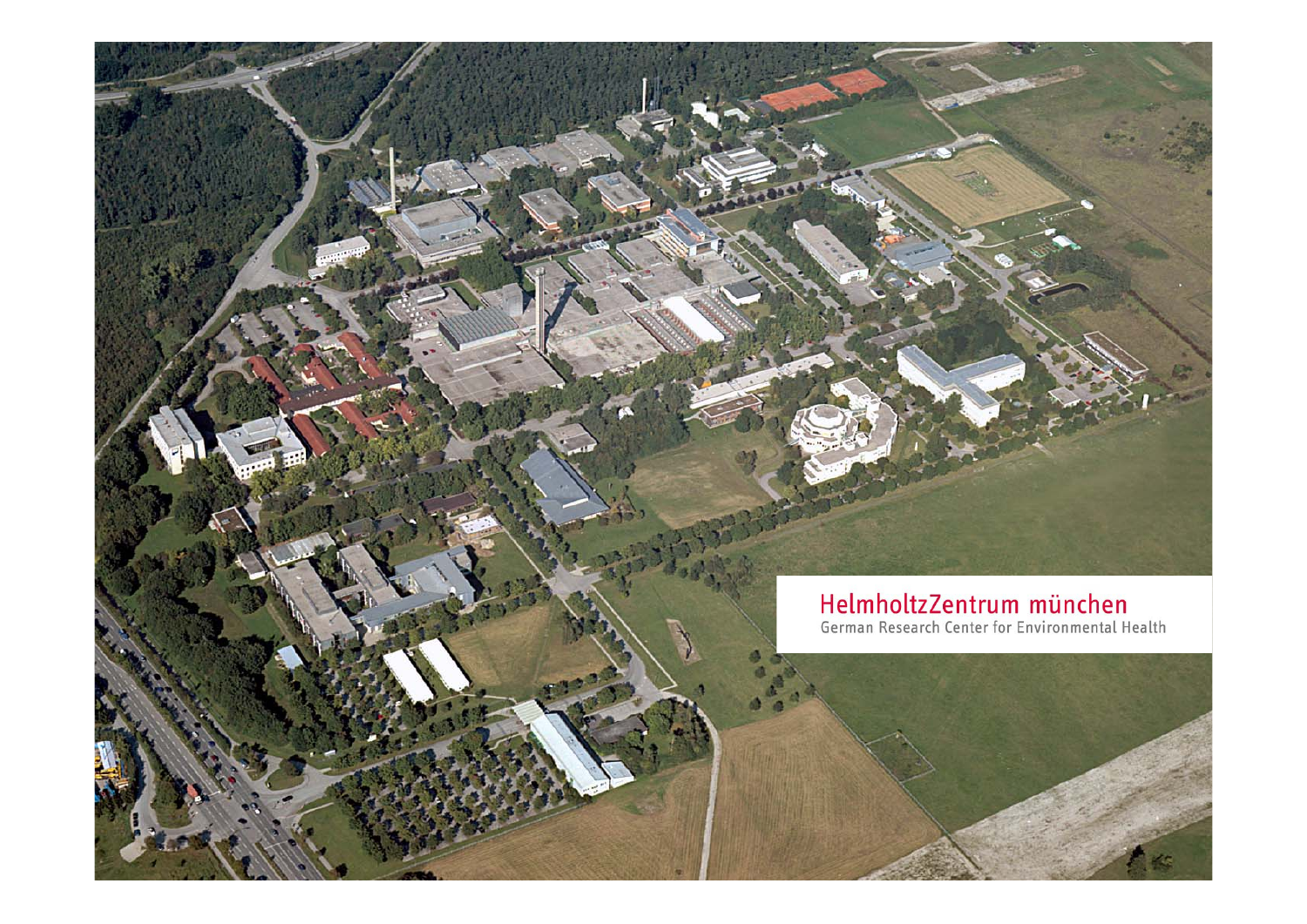HelmholtzZentrum münchen

German Research Center for Environmental Health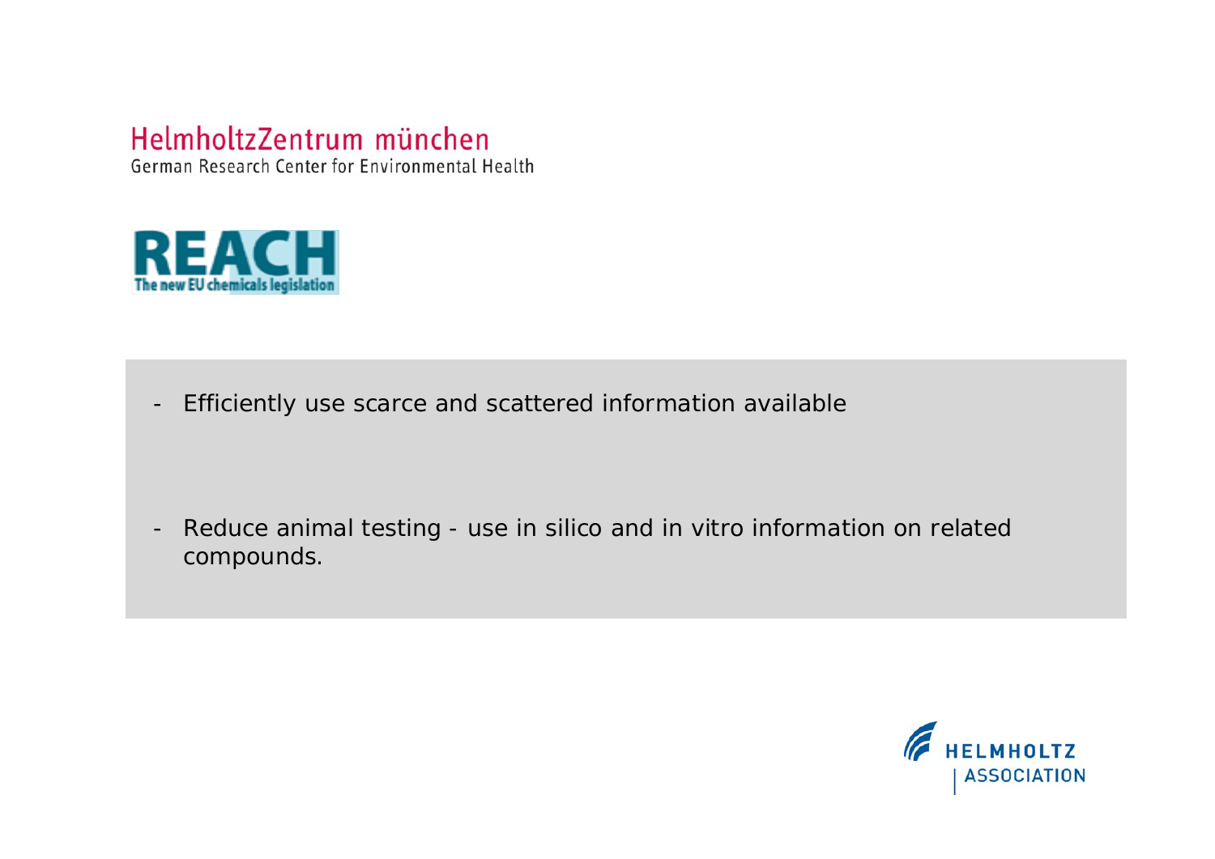HelmholtzZentrum münchen

German Research Center for Environmental Health

REACH

The new EU chemicals legislation

- Efficiently use scarce and scattered information available

- Reduce animal testing - use in silico and in vitro information on related compounds.

HELMHOLTZ | ASSOCIATION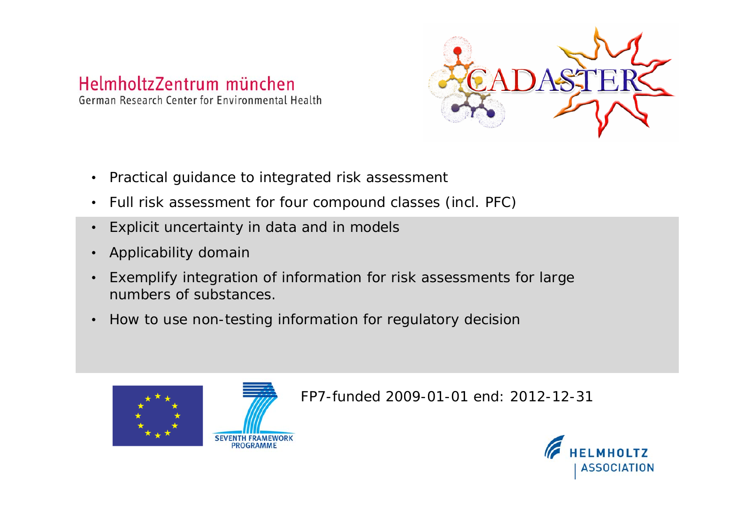HelmholtzZentrum münchen
German Research Center for Environmental Health

CADASTER

- Practical guidance to integrated risk assessment
- Full risk assessment for four compound classes (incl. PFC)
- Explicit uncertainty in data and in models
- Applicability domain
- Exemplify integration of information for risk assessments for large numbers of substances.
- How to use non-testing information for regulatory decision

SEVENTH FRAMEWORK PROGRAMME

FP7-funded 2009-01-01 end: 2012-12-31

HELMHOLTZ | ASSOCIATION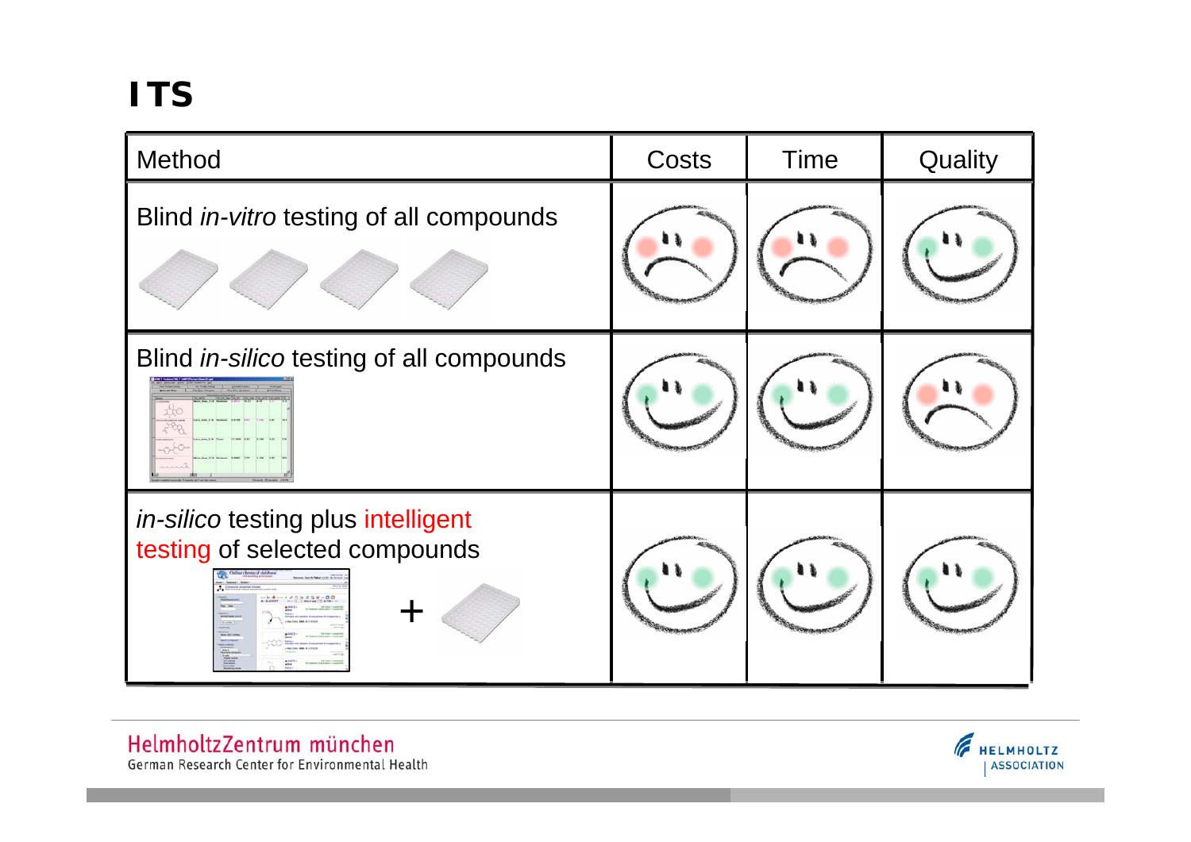# ITS

| Method | Costs | Time | Quality |
|---|---|---|---|
| Blind *in-vitro* testing of all compounds | | | |
| Blind *in-silico* testing of all compounds | | | |
| *in-silico* testing plus intelligent testing of selected compounds | | | |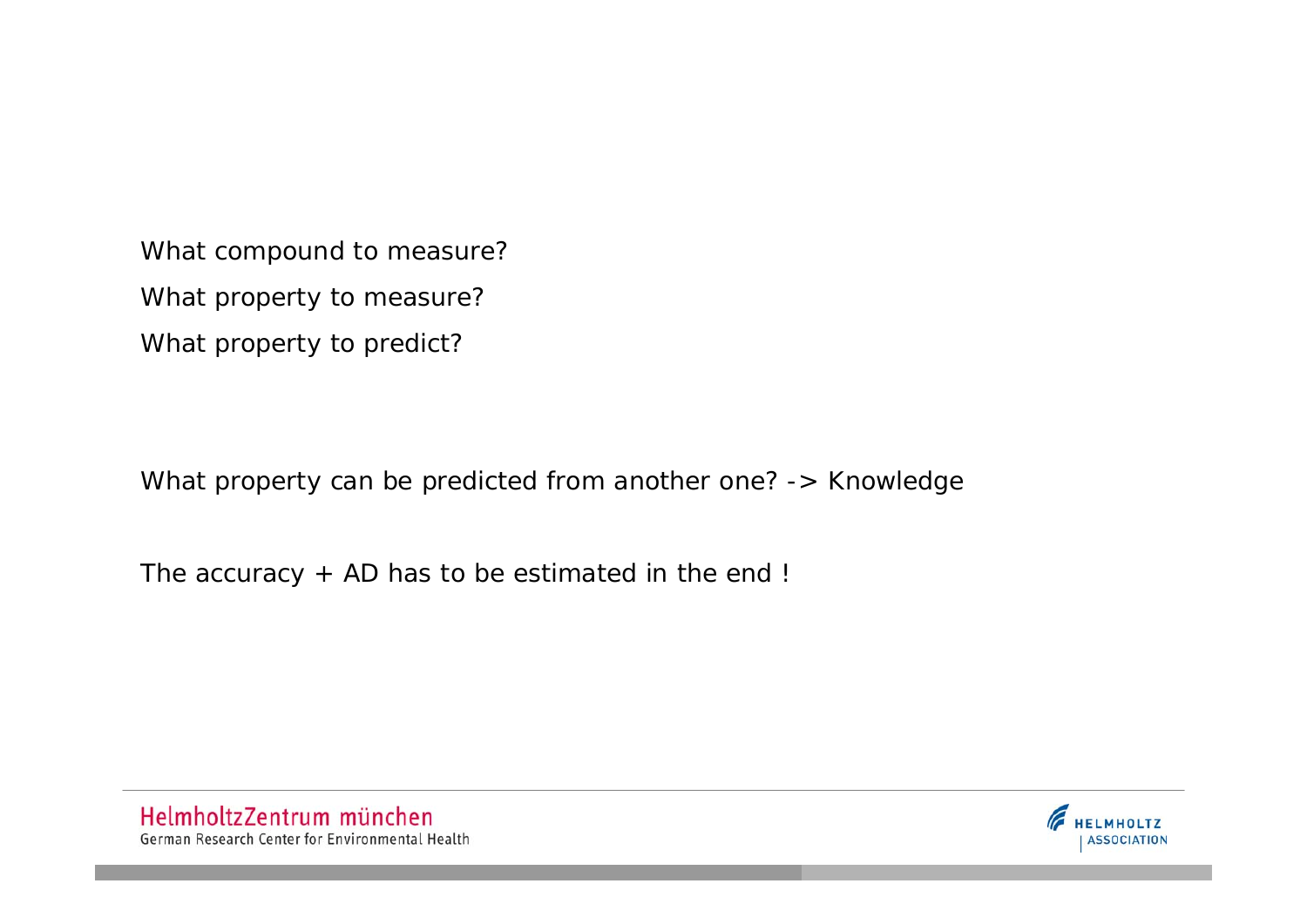What compound to measure?

What property to measure?

What property to predict?

What property can be predicted from another one? -> Knowledge

The accuracy + AD has to be estimated in the end !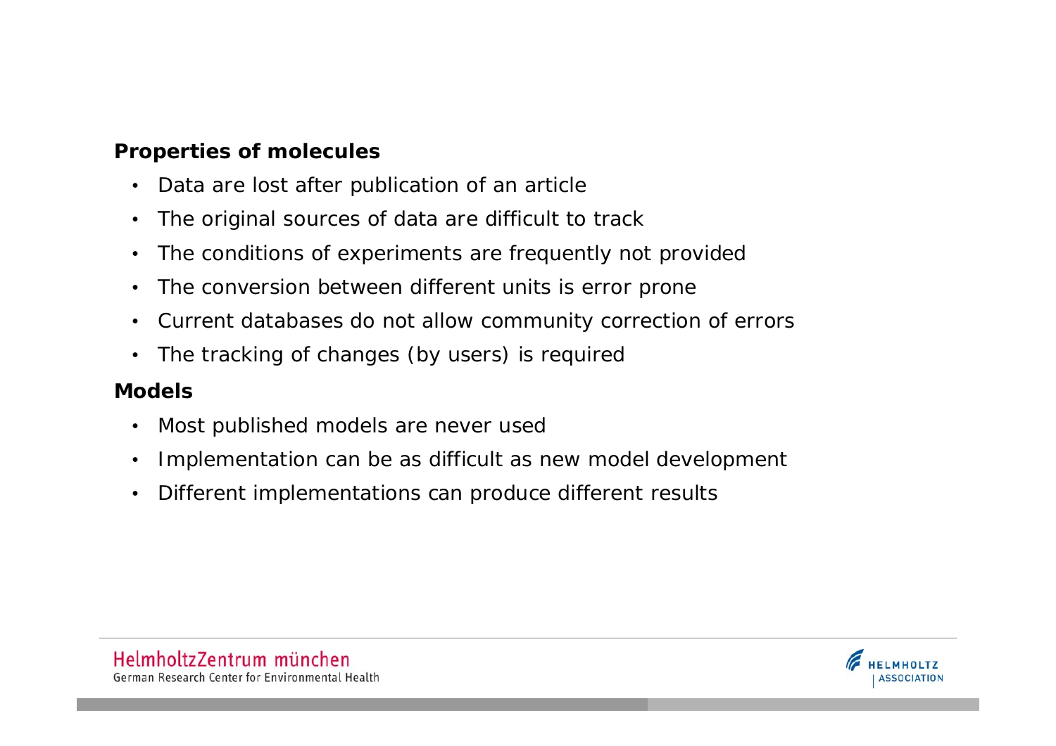**Properties of molecules**

- Data are lost after publication of an article
- The original sources of data are difficult to track
- The conditions of experiments are frequently not provided
- The conversion between different units is error prone
- Current databases do not allow community correction of errors
- The tracking of changes (by users) is required

**Models**

- Most published models are never used
- Implementation can be as difficult as new model development
- Different implementations can produce different results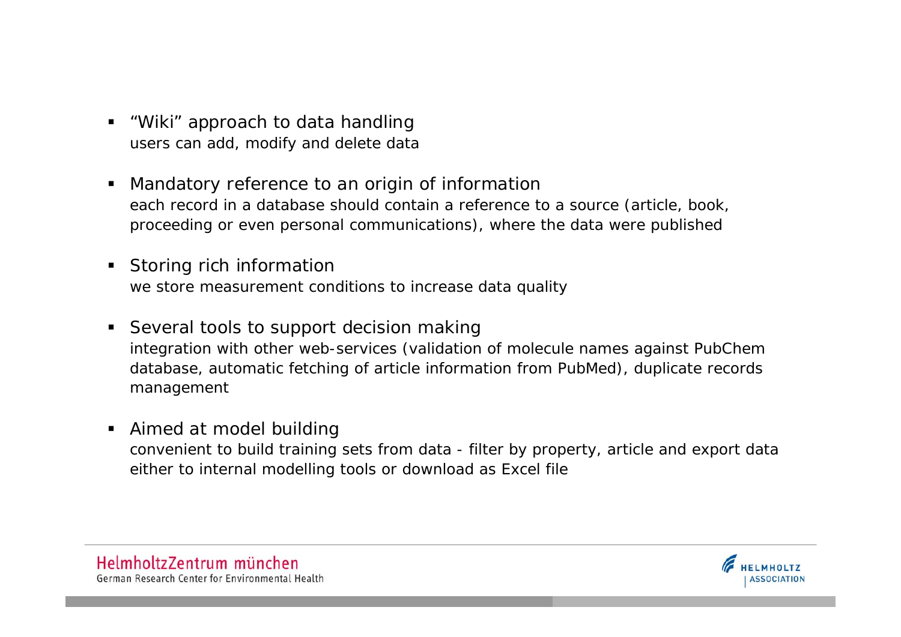- "Wiki" approach to data handling
  users can add, modify and delete data

- Mandatory reference to an origin of information
  each record in a database should contain a reference to a source (article, book, proceeding or even personal communications), where the data were published

- Storing rich information
  we store measurement conditions to increase data quality

- Several tools to support decision making
  integration with other web-services (validation of molecule names against PubChem database, automatic fetching of article information from PubMed), duplicate records management

- Aimed at model building
  convenient to build training sets from data - filter by property, article and export data either to internal modelling tools or download as Excel file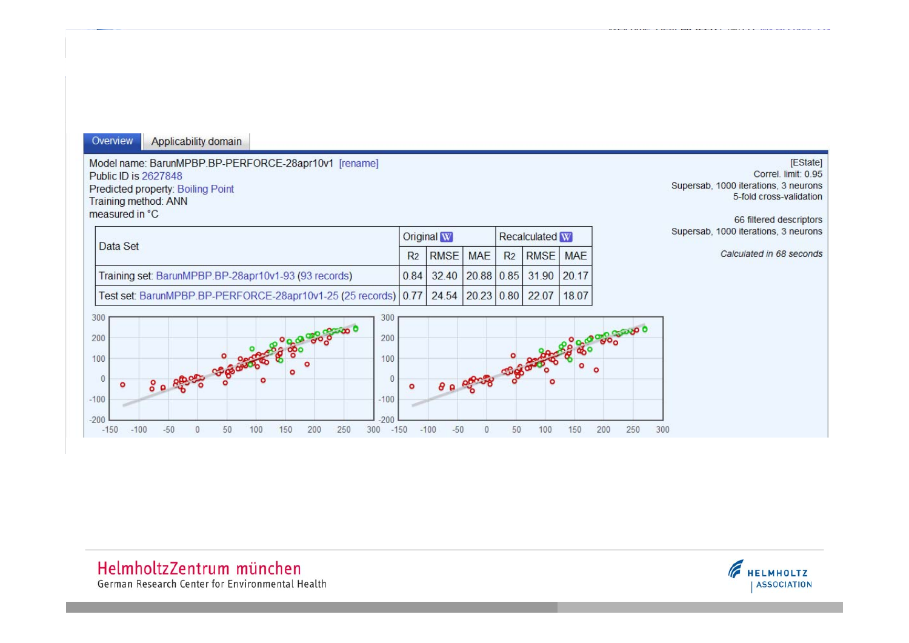Overview | Applicability domain

Model name: BarunMPBP.BP-PERFORCE-28apr10v1 [rename]
Public ID is 2627848
Predicted property: Boiling Point
Training method: ANN
measured in °C

[EState]
Correl. limit: 0.95
Supersab, 1000 iterations, 3 neurons
5-fold cross-validation

66 filtered descriptors
Supersab, 1000 iterations, 3 neurons

*Calculated in 68 seconds*

| Data Set | Original | | | Recalculated | | |
|---|---|---|---|---|---|---|
| | $R^2$ | RMSE | MAE | $R^2$ | RMSE | MAE |
| Training set: BarunMPBP.BP-28apr10v1-93 (93 records) | 0.84 | 32.40 | 20.88 | 0.85 | 31.90 | 20.17 |
| Test set: BarunMPBP.BP-PERFORCE-28apr10v1-25 (25 records) | 0.77 | 24.54 | 20.23 | 0.80 | 22.07 | 18.07 |

HelmholtzZentrum münchen
German Research Center for Environmental Health

HELMHOLTZ ASSOCIATION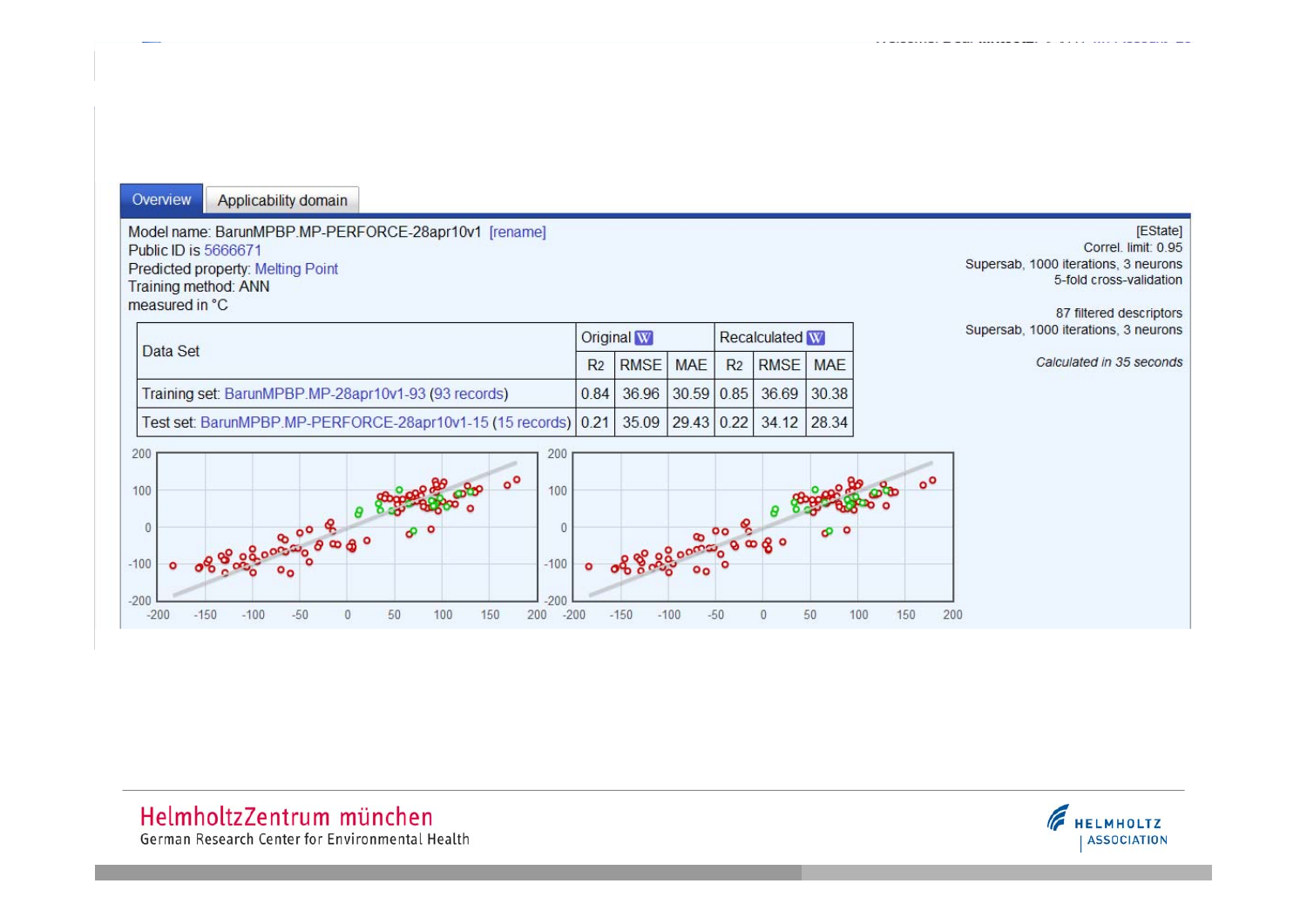Overview | Applicability domain

Model name: BarunMPBP.MP-PERFORCE-28apr10v1 [rename]
Public ID is 5666671
Predicted property: Melting Point
Training method: ANN
measured in °C

[EState]
Correl. limit: 0.95
Supersab, 1000 iterations, 3 neurons
5-fold cross-validation

87 filtered descriptors
Supersab, 1000 iterations, 3 neurons

*Calculated in 35 seconds*

| Data Set | Original | | | Recalculated | | |
|---|---|---|---|---|---|---|
| | $R^2$ | RMSE | MAE | $R^2$ | RMSE | MAE |
| Training set: BarunMPBP.MP-28apr10v1-93 (93 records) | 0.84 | 36.96 | 30.59 | 0.85 | 36.69 | 30.38 |
| Test set: BarunMPBP.MP-PERFORCE-28apr10v1-15 (15 records) | 0.21 | 35.09 | 29.43 | 0.22 | 34.12 | 28.34 |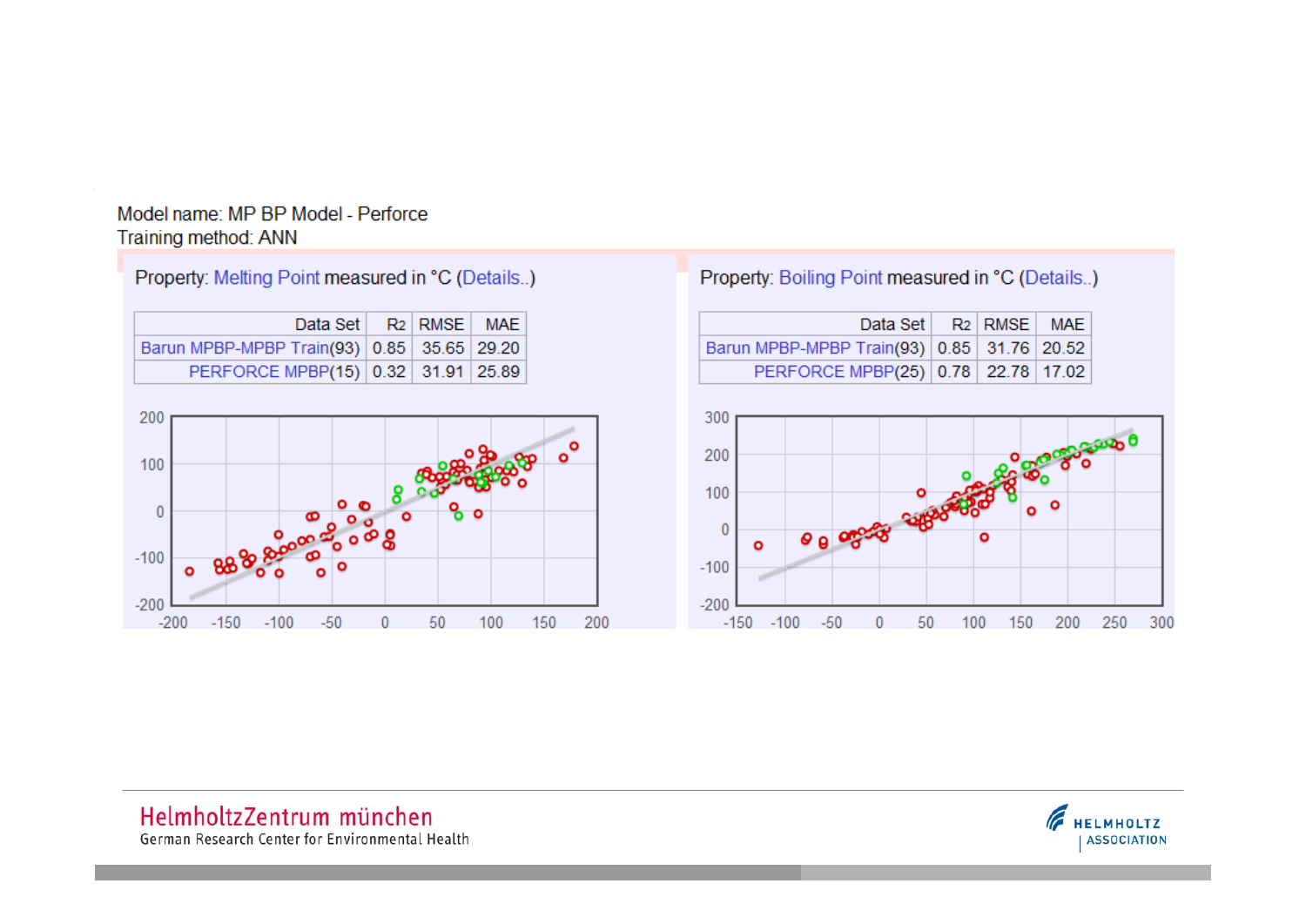Model name: MP BP Model - Perforce

Training method: ANN

Property: Melting Point measured in °C (Details..)

| Data Set | $R^2$ | RMSE | MAE |
|---|---|---|---|
| Barun MPBP-MPBP Train(93) | 0.85 | 35.65 | 29.20 |
| PERFORCE MPBP(15) | 0.32 | 31.91 | 25.89 |

Property: Boiling Point measured in °C (Details..)

| Data Set | $R^2$ | RMSE | MAE |
|---|---|---|---|
| Barun MPBP-MPBP Train(93) | 0.85 | 31.76 | 20.52 |
| PERFORCE MPBP(25) | 0.78 | 22.78 | 17.02 |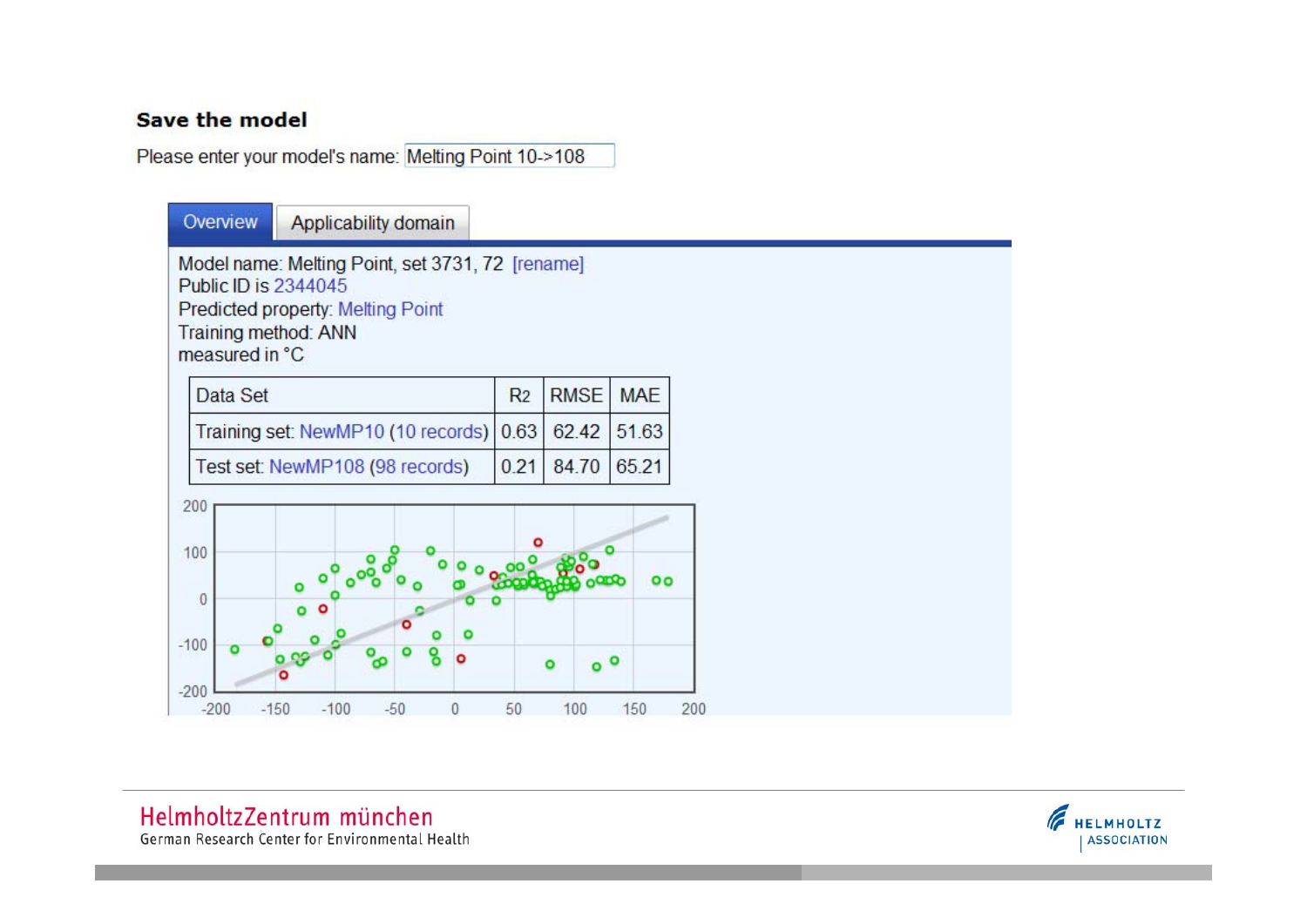### Save the model

Please enter your model's name: Melting Point 10->108

Overview | Applicability domain

Model name: Melting Point, set 3731, 72 [rename]
Public ID is 2344045
Predicted property: Melting Point
Training method: ANN
measured in °C

| Data Set | $R^2$ | RMSE | MAE |
|---|---|---|---|
| Training set: NewMP10 (10 records) | 0.63 | 62.42 | 51.63 |
| Test set: NewMP108 (98 records) | 0.21 | 84.70 | 65.21 |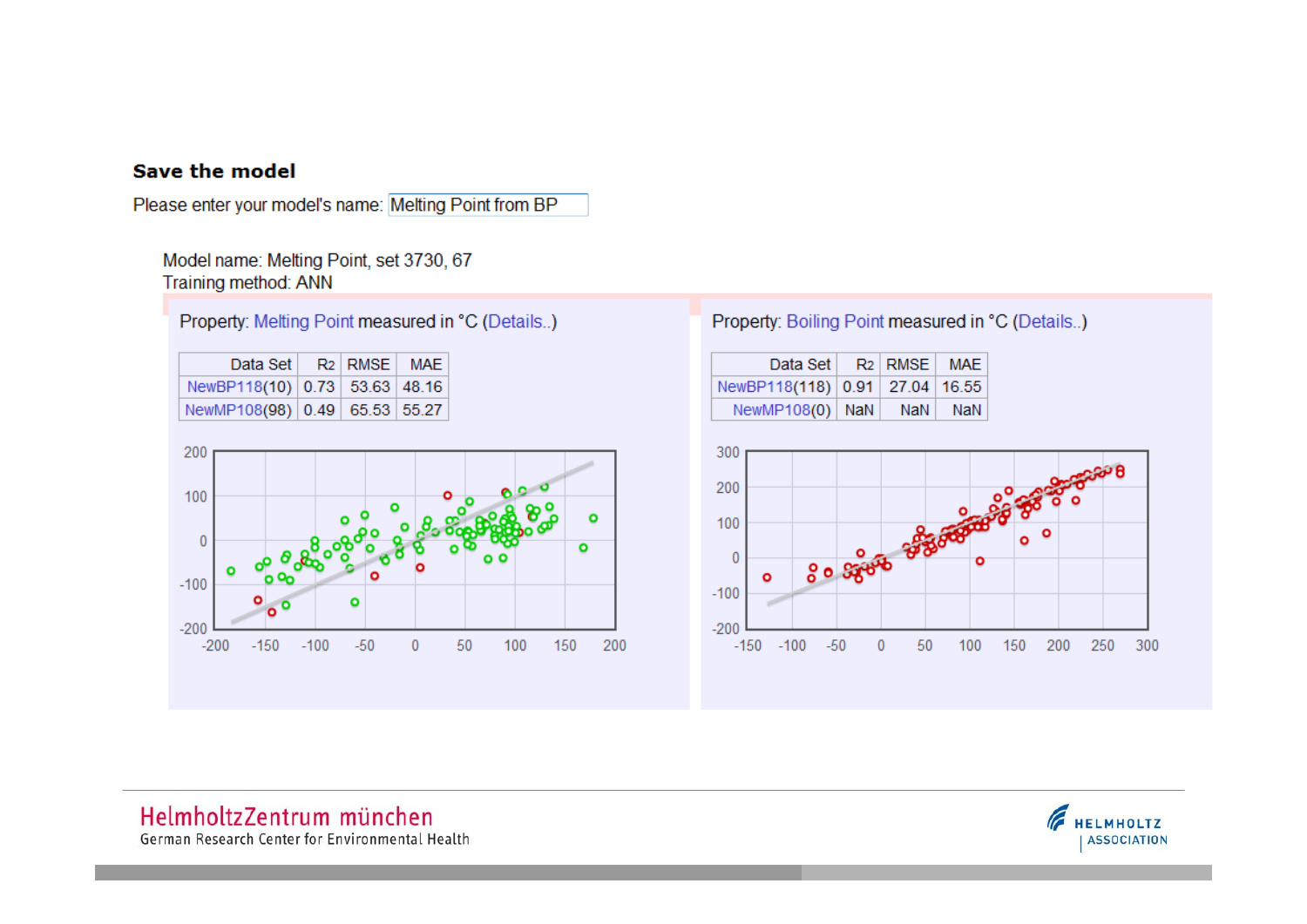**Save the model**

Please enter your model's name: Melting Point from BP

Model name: Melting Point, set 3730, 67
Training method: ANN

Property: Melting Point measured in °C (Details..)

| Data Set | R2 | RMSE | MAE |
|---|---|---|---|
| NewBP118(10) | 0.73 | 53.63 | 48.16 |
| NewMP108(98) | 0.49 | 65.53 | 55.27 |

Property: Boiling Point measured in °C (Details..)

| Data Set | R2 | RMSE | MAE |
|---|---|---|---|
| NewBP118(118) | 0.91 | 27.04 | 16.55 |
| NewMP108(0) | NaN | NaN | NaN |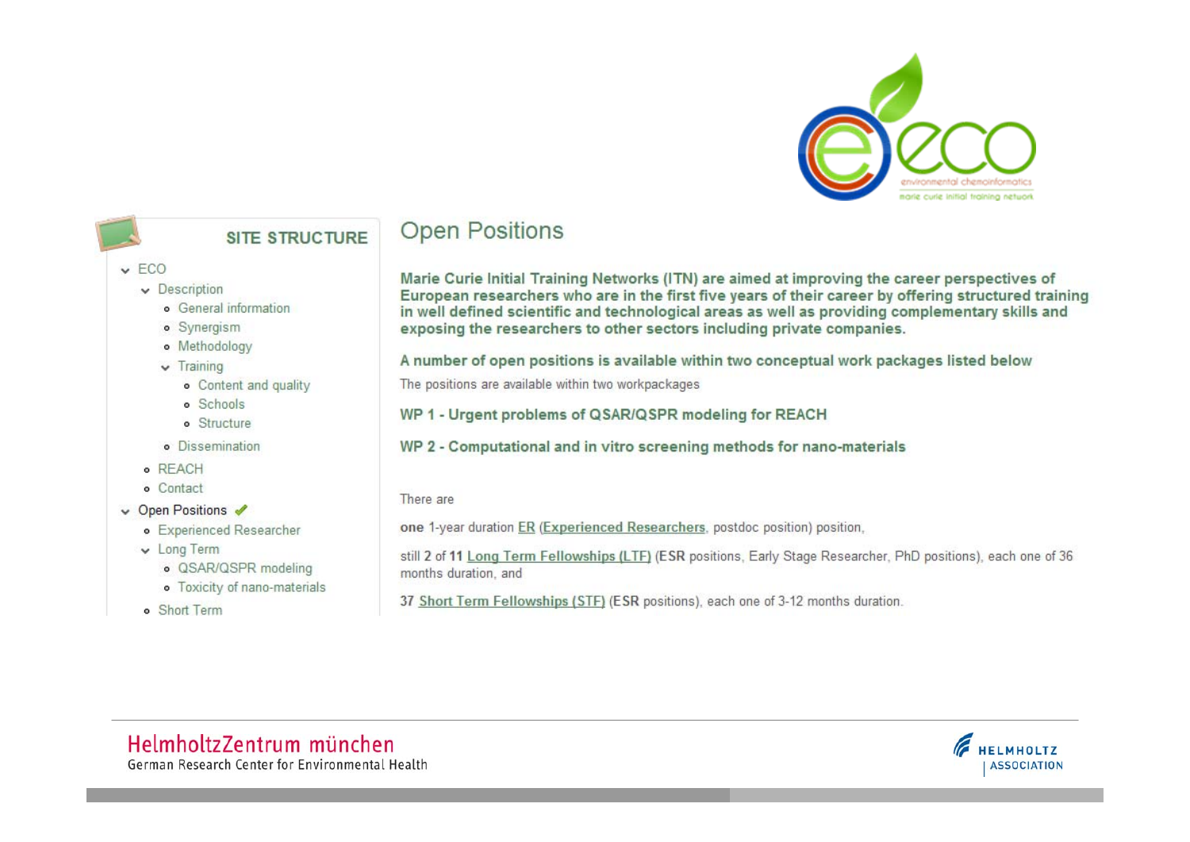eco — environmental chemoinformatics — marie curie initial training network

**SITE STRUCTURE**

- ECO
  - Description
    - General information
    - Synergism
    - Methodology
    - Training
      - Content and quality
      - Schools
      - Structure
    - Dissemination
  - REACH
  - Contact
- Open Positions ✔
  - Experienced Researcher
  - Long Term
    - QSAR/QSPR modeling
    - Toxicity of nano-materials
  - Short Term

# Open Positions

**Marie Curie Initial Training Networks (ITN) are aimed at improving the career perspectives of European researchers who are in the first five years of their career by offering structured training in well defined scientific and technological areas as well as providing complementary skills and exposing the researchers to other sectors including private companies.**

**A number of open positions is available within two conceptual work packages listed below**

The positions are available within two workpackages

**WP 1 - Urgent problems of QSAR/QSPR modeling for REACH**

**WP 2 - Computational and in vitro screening methods for nano-materials**

There are

**one** 1-year duration ER (Experienced Researchers, postdoc position) position,

still **2** of **11** Long Term Fellowships (LTF) (**ESR** positions, Early Stage Researcher, PhD positions), each one of 36 months duration, and

**37** Short Term Fellowships (STF) (**ESR** positions), each one of 3-12 months duration.

HelmholtzZentrum münchen
German Research Center for Environmental Health

HELMHOLTZ ASSOCIATION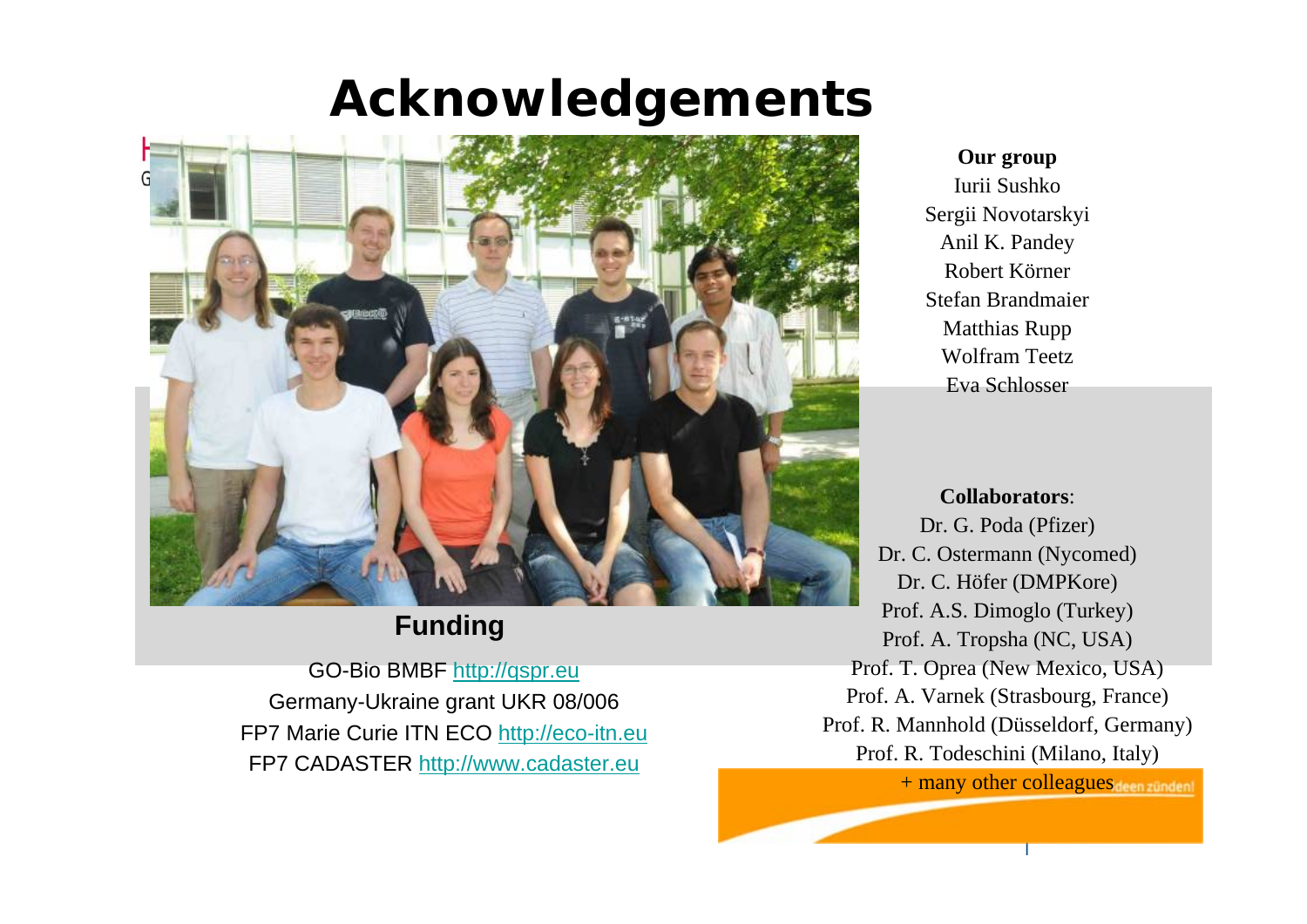# Acknowledgements

**Our group**

Iurii Sushko
Sergii Novotarskyi
Anil K. Pandey
Robert Körner
Stefan Brandmaier
Matthias Rupp
Wolfram Teetz
Eva Schlosser

**Collaborators**:

Dr. G. Poda (Pfizer)
Dr. C. Ostermann (Nycomed)
Dr. C. Höfer (DMPKore)
Prof. A.S. Dimoglo (Turkey)
Prof. A. Tropsha (NC, USA)
Prof. T. Oprea (New Mexico, USA)
Prof. A. Varnek (Strasbourg, France)
Prof. R. Mannhold (Düsseldorf, Germany)
Prof. R. Todeschini (Milano, Italy)
+ many other colleagues

## Funding

GO-Bio BMBF http://qspr.eu
Germany-Ukraine grant UKR 08/006
FP7 Marie Curie ITN ECO http://eco-itn.eu
FP7 CADASTER http://www.cadaster.eu